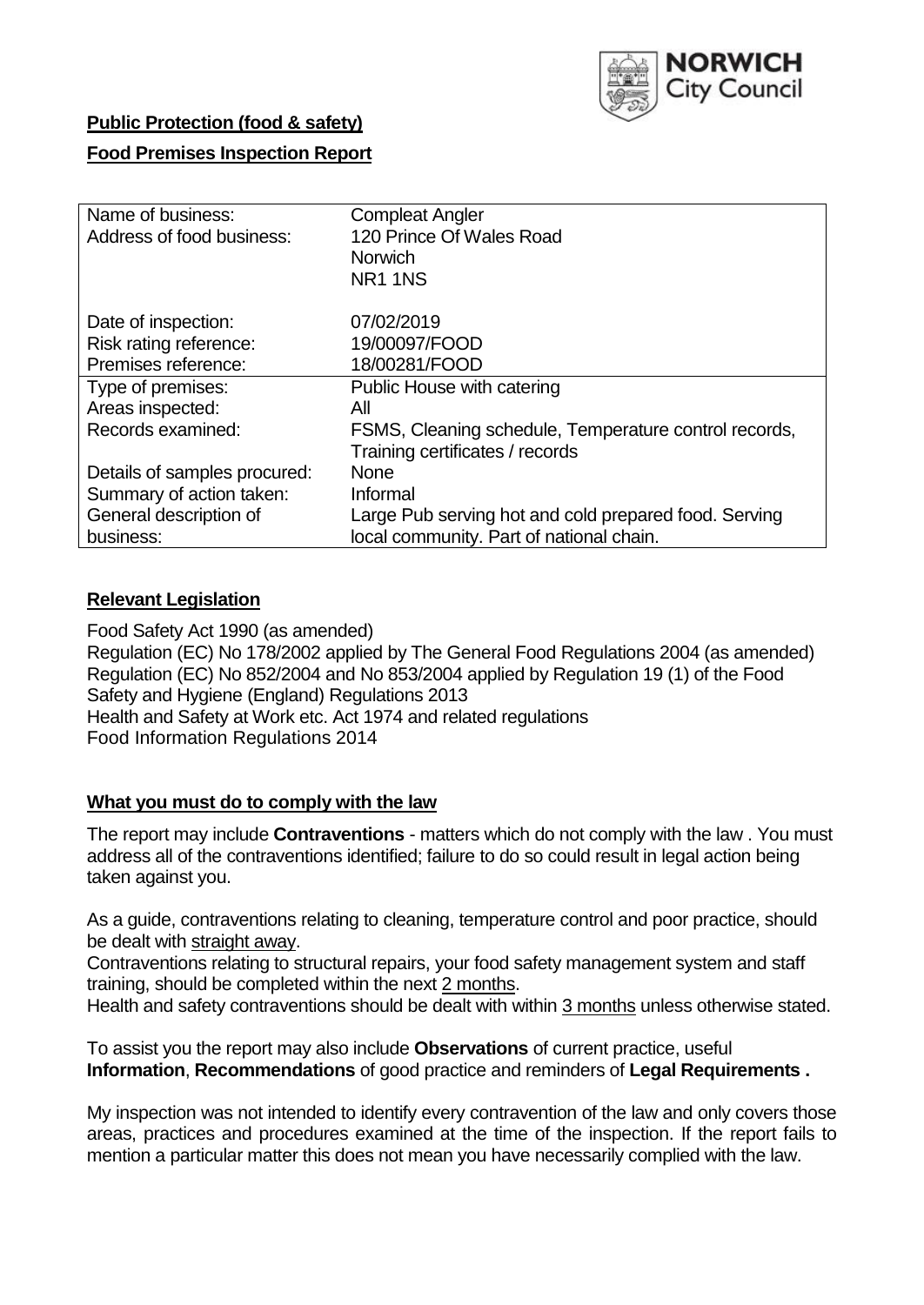**Public Protection (food & safety)**

**Food Premises Inspection Report**

| | |
|---|---|
| Name of business: | Compleat Angler |
| Address of food business: | 120 Prince Of Wales Road<br>Norwich<br>NR1 1NS |
| Date of inspection: | 07/02/2019 |
| Risk rating reference: | 19/00097/FOOD |
| Premises reference: | 18/00281/FOOD |
| Type of premises: | Public House with catering |
| Areas inspected: | All |
| Records examined: | FSMS, Cleaning schedule, Temperature control records, Training certificates / records |
| Details of samples procured: | None |
| Summary of action taken: | Informal |
| General description of business: | Large Pub serving hot and cold prepared food. Serving local community. Part of national chain. |

## **Relevant Legislation**

Food Safety Act 1990 (as amended)
Regulation (EC) No 178/2002 applied by The General Food Regulations 2004 (as amended)
Regulation (EC) No 852/2004 and No 853/2004 applied by Regulation 19 (1) of the Food Safety and Hygiene (England) Regulations 2013
Health and Safety at Work etc. Act 1974 and related regulations
Food Information Regulations 2014

## **What you must do to comply with the law**

The report may include **Contraventions** - matters which do not comply with the law . You must address all of the contraventions identified; failure to do so could result in legal action being taken against you.

As a guide, contraventions relating to cleaning, temperature control and poor practice, should be dealt with straight away.

Contraventions relating to structural repairs, your food safety management system and staff training, should be completed within the next 2 months.

Health and safety contraventions should be dealt with within 3 months unless otherwise stated.

To assist you the report may also include **Observations** of current practice, useful **Information**, **Recommendations** of good practice and reminders of **Legal Requirements .**

My inspection was not intended to identify every contravention of the law and only covers those areas, practices and procedures examined at the time of the inspection. If the report fails to mention a particular matter this does not mean you have necessarily complied with the law.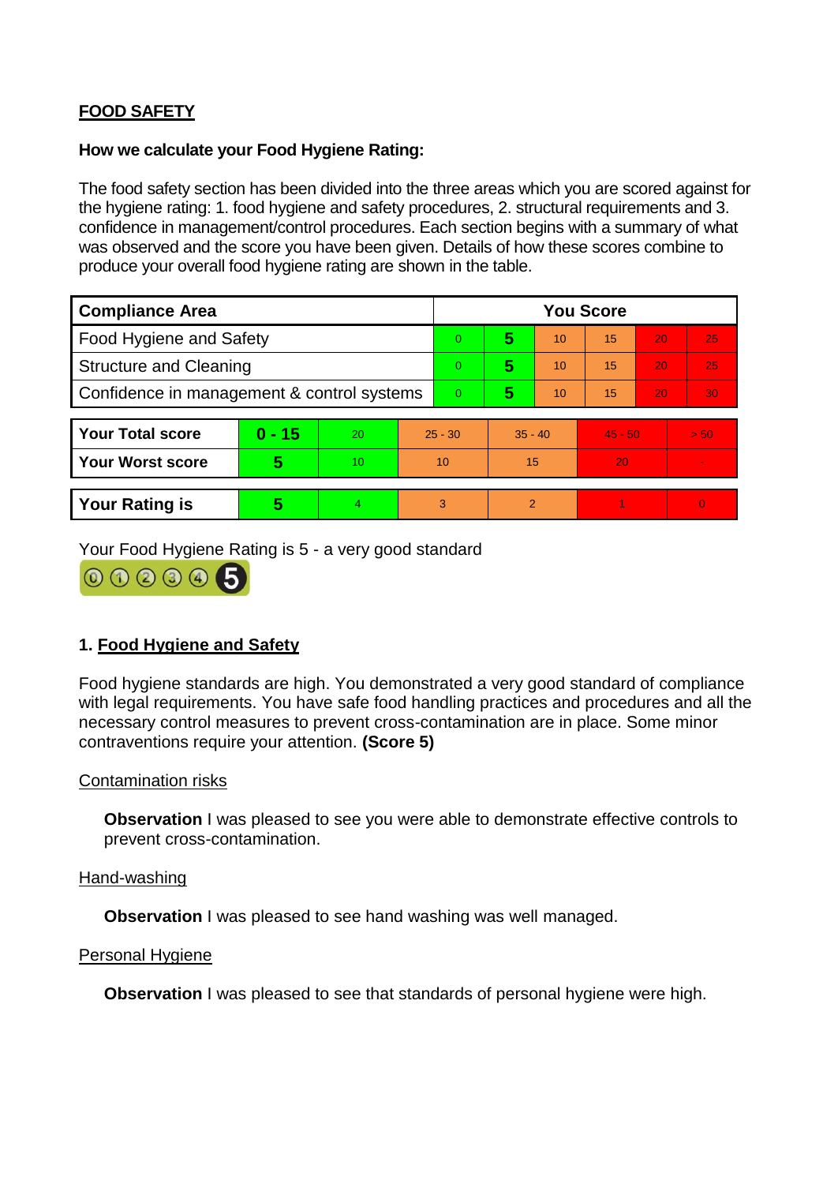## FOOD SAFETY

**How we calculate your Food Hygiene Rating:**

The food safety section has been divided into the three areas which you are scored against for the hygiene rating: 1. food hygiene and safety procedures, 2. structural requirements and 3. confidence in management/control procedures. Each section begins with a summary of what was observed and the score you have been given. Details of how these scores combine to produce your overall food hygiene rating are shown in the table.

| Compliance Area | You Score | | | | | |
|---|---|---|---|---|---|---|
| Food Hygiene and Safety | 0 | **5** | 10 | 15 | 20 | 25 |
| Structure and Cleaning | 0 | **5** | 10 | 15 | 20 | 25 |
| Confidence in management & control systems | 0 | **5** | 10 | 15 | 20 | 30 |

| | | | | | | |
|---|---|---|---|---|---|---|
| **Your Total score** | **0 - 15** | 20 | 25 - 30 | 35 - 40 | 45 - 50 | > 50 |
| **Your Worst score** | **5** | 10 | 10 | 15 | 20 | - |

| | | | | | | |
|---|---|---|---|---|---|---|
| **Your Rating is** | **5** | 4 | 3 | 2 | 1 | 0 |

Your Food Hygiene Rating is 5 - a very good standard

### 1. Food Hygiene and Safety

Food hygiene standards are high. You demonstrated a very good standard of compliance with legal requirements. You have safe food handling practices and procedures and all the necessary control measures to prevent cross-contamination are in place. Some minor contraventions require your attention. **(Score 5)**

Contamination risks

**Observation** I was pleased to see you were able to demonstrate effective controls to prevent cross-contamination.

Hand-washing

**Observation** I was pleased to see hand washing was well managed.

Personal Hygiene

**Observation** I was pleased to see that standards of personal hygiene were high.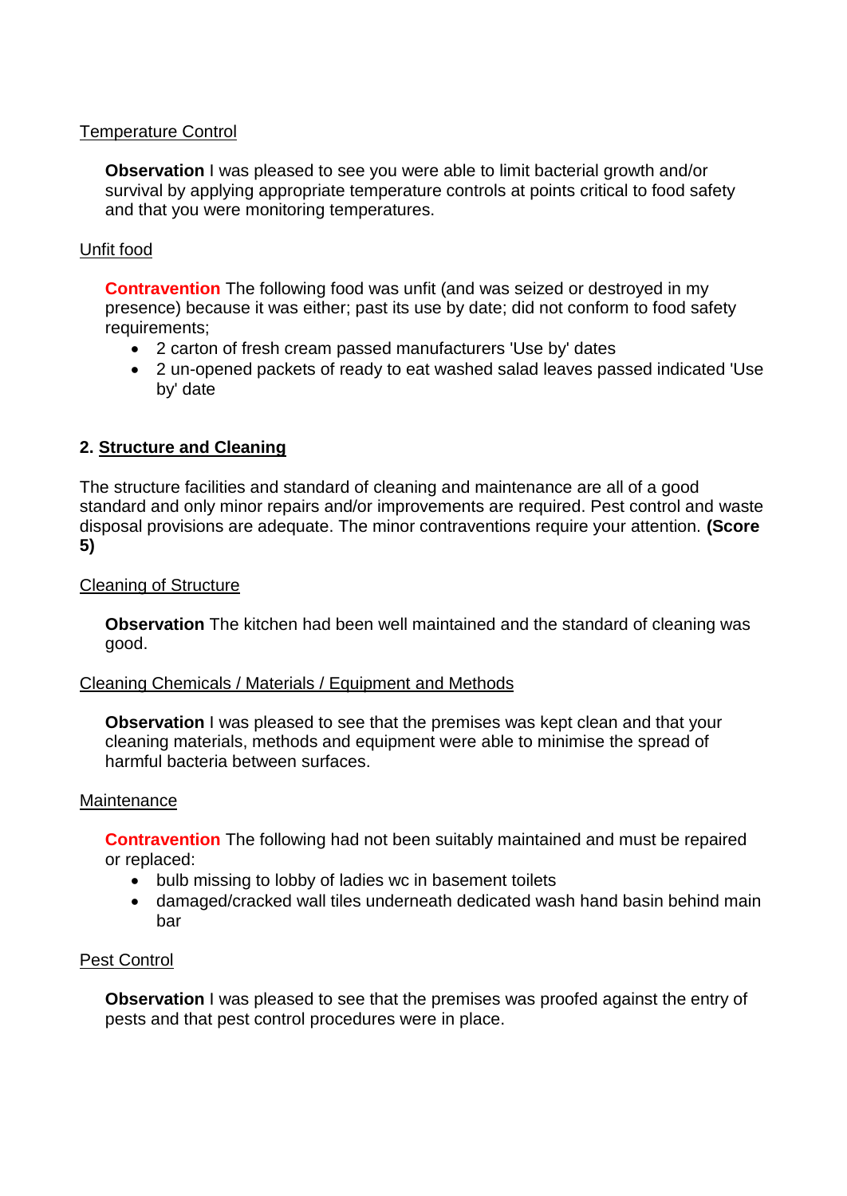Temperature Control

**Observation** I was pleased to see you were able to limit bacterial growth and/or survival by applying appropriate temperature controls at points critical to food safety and that you were monitoring temperatures.

Unfit food

**Contravention** The following food was unfit (and was seized or destroyed in my presence) because it was either; past its use by date; did not conform to food safety requirements;

- 2 carton of fresh cream passed manufacturers 'Use by' dates
- 2 un-opened packets of ready to eat washed salad leaves passed indicated 'Use by' date

## 2. Structure and Cleaning

The structure facilities and standard of cleaning and maintenance are all of a good standard and only minor repairs and/or improvements are required. Pest control and waste disposal provisions are adequate. The minor contraventions require your attention. **(Score 5)**

Cleaning of Structure

**Observation** The kitchen had been well maintained and the standard of cleaning was good.

Cleaning Chemicals / Materials / Equipment and Methods

**Observation** I was pleased to see that the premises was kept clean and that your cleaning materials, methods and equipment were able to minimise the spread of harmful bacteria between surfaces.

Maintenance

**Contravention** The following had not been suitably maintained and must be repaired or replaced:

- bulb missing to lobby of ladies wc in basement toilets
- damaged/cracked wall tiles underneath dedicated wash hand basin behind main bar

Pest Control

**Observation** I was pleased to see that the premises was proofed against the entry of pests and that pest control procedures were in place.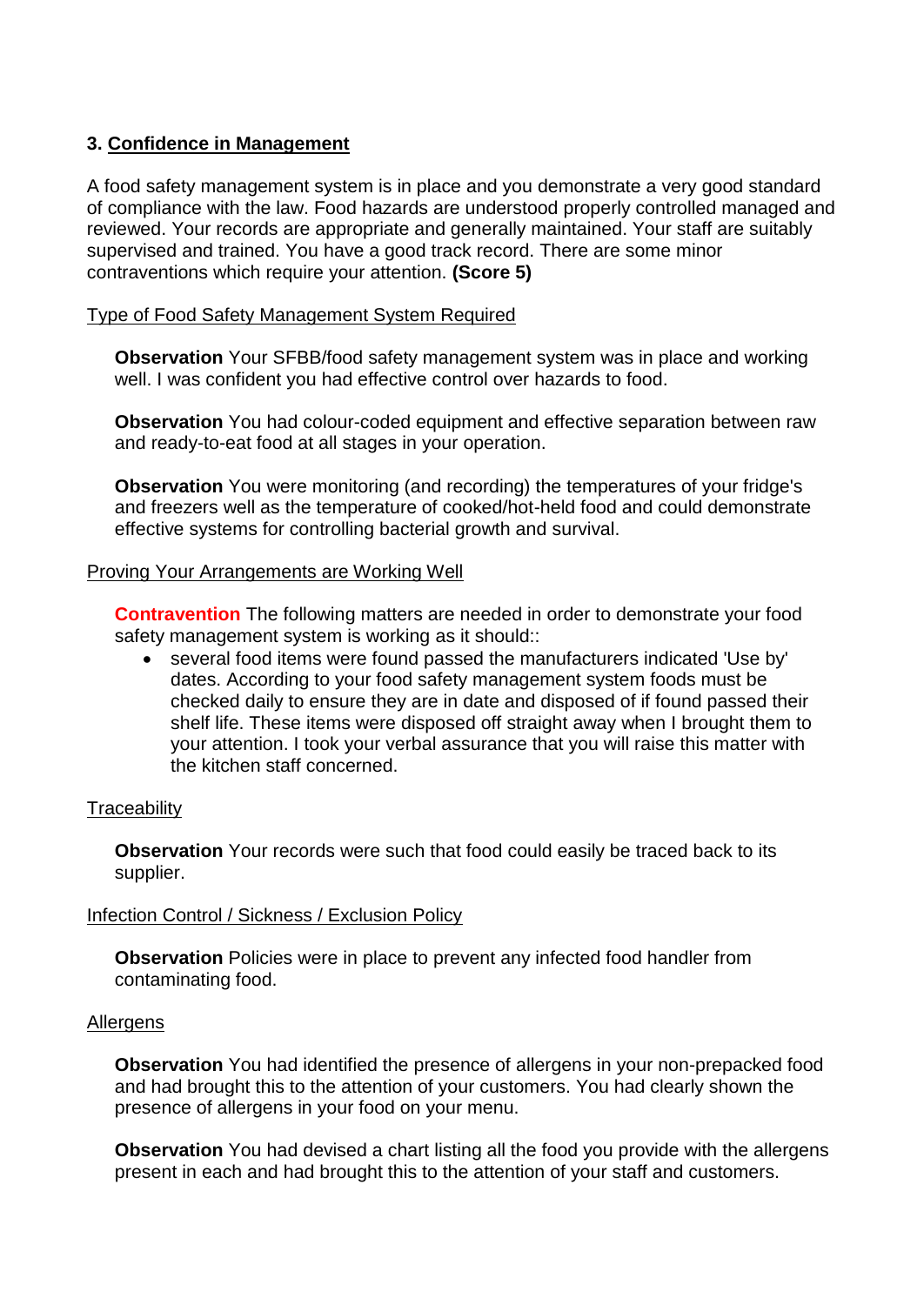### 3. Confidence in Management

A food safety management system is in place and you demonstrate a very good standard of compliance with the law. Food hazards are understood properly controlled managed and reviewed. Your records are appropriate and generally maintained. Your staff are suitably supervised and trained. You have a good track record. There are some minor contraventions which require your attention. **(Score 5)**

Type of Food Safety Management System Required

**Observation** Your SFBB/food safety management system was in place and working well. I was confident you had effective control over hazards to food.

**Observation** You had colour-coded equipment and effective separation between raw and ready-to-eat food at all stages in your operation.

**Observation** You were monitoring (and recording) the temperatures of your fridge's and freezers well as the temperature of cooked/hot-held food and could demonstrate effective systems for controlling bacterial growth and survival.

Proving Your Arrangements are Working Well

**Contravention** The following matters are needed in order to demonstrate your food safety management system is working as it should::

- several food items were found passed the manufacturers indicated 'Use by' dates. According to your food safety management system foods must be checked daily to ensure they are in date and disposed of if found passed their shelf life. These items were disposed off straight away when I brought them to your attention. I took your verbal assurance that you will raise this matter with the kitchen staff concerned.

Traceability

**Observation** Your records were such that food could easily be traced back to its supplier.

Infection Control / Sickness / Exclusion Policy

**Observation** Policies were in place to prevent any infected food handler from contaminating food.

Allergens

**Observation** You had identified the presence of allergens in your non-prepacked food and had brought this to the attention of your customers. You had clearly shown the presence of allergens in your food on your menu.

**Observation** You had devised a chart listing all the food you provide with the allergens present in each and had brought this to the attention of your staff and customers.